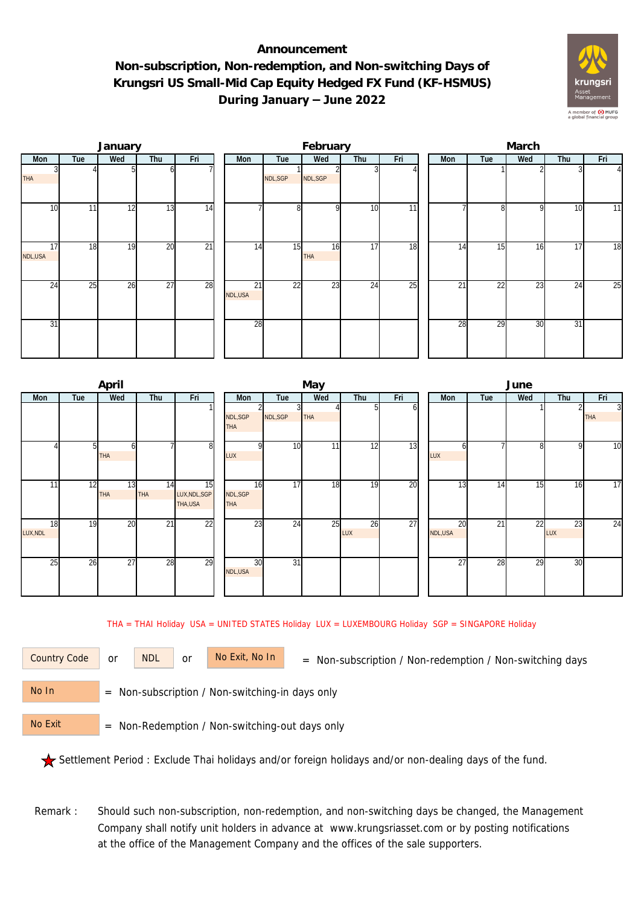# Announcement

## Non-subscription, Non-redemption, and Non-switching Days of Krungsri US Small-Mid Cap Equity Hedged FX Fund (KF-HSMUS) During January – June 2022

### January

| Mon | Tue | Wed | Thu | Fri |
|---|---|---|---|---|
| 3 THA | 4 | 5 | 6 | 7 |
| 10 | 11 | 12 | 13 | 14 |
| 17 NDL,USA | 18 | 19 | 20 | 21 |
| 24 | 25 | 26 | 27 | 28 |
| 31 | | | | |

### February

| Mon | Tue | Wed | Thu | Fri |
|---|---|---|---|---|
| | 1 NDL,SGP | 2 NDL,SGP | 3 | 4 |
| 7 | 8 | 9 | 10 | 11 |
| 14 | 15 | 16 THA | 17 | 18 |
| 21 NDL,USA | 22 | 23 | 24 | 25 |
| 28 | | | | |

### March

| Mon | Tue | Wed | Thu | Fri |
|---|---|---|---|---|
| | 1 | 2 | 3 | 4 |
| 7 | 8 | 9 | 10 | 11 |
| 14 | 15 | 16 | 17 | 18 |
| 21 | 22 | 23 | 24 | 25 |
| 28 | 29 | 30 | 31 | |

### April

| Mon | Tue | Wed | Thu | Fri |
|---|---|---|---|---|
| | | | | 1 |
| 4 | 5 | 6 THA | 7 | 8 |
| 11 | 12 | 13 THA | 14 THA | 15 LUX,NDL,SGP THA,USA |
| 18 LUX,NDL | 19 | 20 | 21 | 22 |
| 25 | 26 | 27 | 28 | 29 |

### May

| Mon | Tue | Wed | Thu | Fri |
|---|---|---|---|---|
| 2 NDL,SGP THA | 3 NDL,SGP | 4 THA | 5 | 6 |
| 9 LUX | 10 | 11 | 12 | 13 |
| 16 NDL,SGP THA | 17 | 18 | 19 | 20 |
| 23 | 24 | 25 | 26 LUX | 27 |
| 30 NDL,USA | 31 | | | |

### June

| Mon | Tue | Wed | Thu | Fri |
|---|---|---|---|---|
| | | 1 | 2 | 3 THA |
| 6 LUX | 7 | 8 | 9 | 10 |
| 13 | 14 | 15 | 16 | 17 |
| 20 NDL,USA | 21 | 22 | 23 LUX | 24 |
| 27 | 28 | 29 | 30 | |

THA = THAI Holiday USA = UNITED STATES Holiday LUX = LUXEMBOURG Holiday SGP = SINGAPORE Holiday

Country Code or NDL or No Exit, No In = Non-subscription / Non-redemption / Non-switching days

No In = Non-subscription / Non-switching-in days only

No Exit = Non-Redemption / Non-switching-out days only

★ Settlement Period : Exclude Thai holidays and/or foreign holidays and/or non-dealing days of the fund.

Remark : Should such non-subscription, non-redemption, and non-switching days be changed, the Management Company shall notify unit holders in advance at www.krungsriasset.com or by posting notifications at the office of the Management Company and the offices of the sale supporters.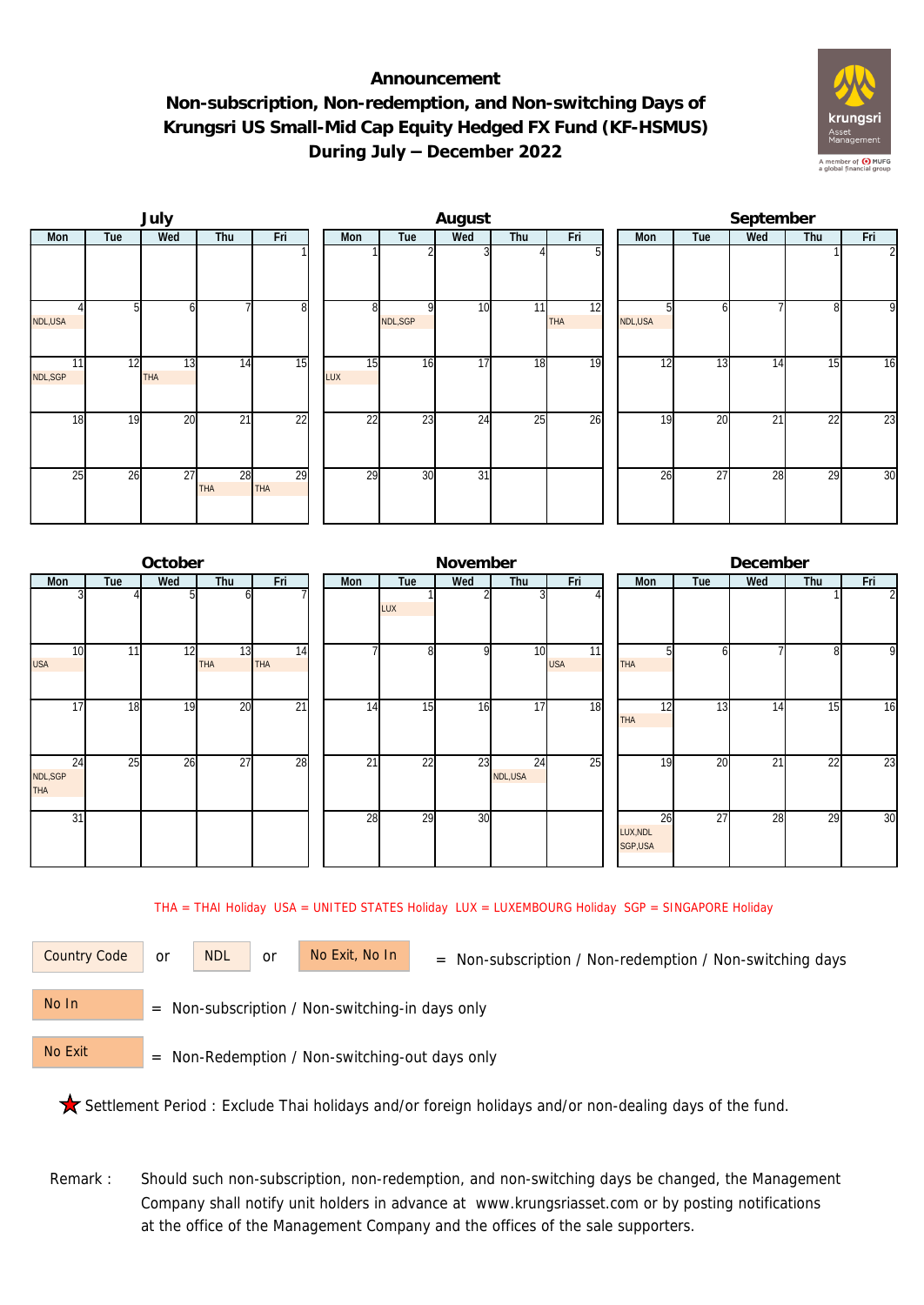**Announcement**

**Non-subscription, Non-redemption, and Non-switching Days of Krungsri US Small-Mid Cap Equity Hedged FX Fund (KF-HSMUS) During July – December 2022**

### July

| Mon | Tue | Wed | Thu | Fri |
|---|---|---|---|---|
| | | | | 1 |
| 4 NDL,USA | 5 | 6 | 7 | 8 |
| 11 NDL,SGP | 12 | 13 THA | 14 | 15 |
| 18 | 19 | 20 | 21 | 22 |
| 25 | 26 | 27 | 28 THA | 29 THA |

### August

| Mon | Tue | Wed | Thu | Fri |
|---|---|---|---|---|
| 1 | 2 | 3 | 4 | 5 |
| 8 | 9 NDL,SGP | 10 | 11 | 12 THA |
| 15 LUX | 16 | 17 | 18 | 19 |
| 22 | 23 | 24 | 25 | 26 |
| 29 | 30 | 31 | | |

### September

| Mon | Tue | Wed | Thu | Fri |
|---|---|---|---|---|
| | | | 1 | 2 |
| 5 NDL,USA | 6 | 7 | 8 | 9 |
| 12 | 13 | 14 | 15 | 16 |
| 19 | 20 | 21 | 22 | 23 |
| 26 | 27 | 28 | 29 | 30 |

### October

| Mon | Tue | Wed | Thu | Fri |
|---|---|---|---|---|
| 3 | 4 | 5 | 6 | 7 |
| 10 USA | 11 | 12 | 13 THA | 14 THA |
| 17 | 18 | 19 | 20 | 21 |
| 24 NDL,SGP THA | 25 | 26 | 27 | 28 |
| 31 | | | | |

### November

| Mon | Tue | Wed | Thu | Fri |
|---|---|---|---|---|
| | 1 LUX | 2 | 3 | 4 |
| 7 | 8 | 9 | 10 | 11 USA |
| 14 | 15 | 16 | 17 | 18 |
| 21 | 22 | 23 | 24 NDL,USA | 25 |
| 28 | 29 | 30 | | |

### December

| Mon | Tue | Wed | Thu | Fri |
|---|---|---|---|---|
| | | | 1 | 2 |
| 5 THA | 6 | 7 | 8 | 9 |
| 12 THA | 13 | 14 | 15 | 16 |
| 19 | 20 | 21 | 22 | 23 |
| 26 LUX,NDL SGP,USA | 27 | 28 | 29 | 30 |

THA = THAI Holiday USA = UNITED STATES Holiday LUX = LUXEMBOURG Holiday SGP = SINGAPORE Holiday

Country Code or NDL or No Exit, No In = Non-subscription / Non-redemption / Non-switching days

No In = Non-subscription / Non-switching-in days only

No Exit = Non-Redemption / Non-switching-out days only

★ Settlement Period : Exclude Thai holidays and/or foreign holidays and/or non-dealing days of the fund.

Remark : Should such non-subscription, non-redemption, and non-switching days be changed, the Management Company shall notify unit holders in advance at www.krungsriasset.com or by posting notifications at the office of the Management Company and the offices of the sale supporters.